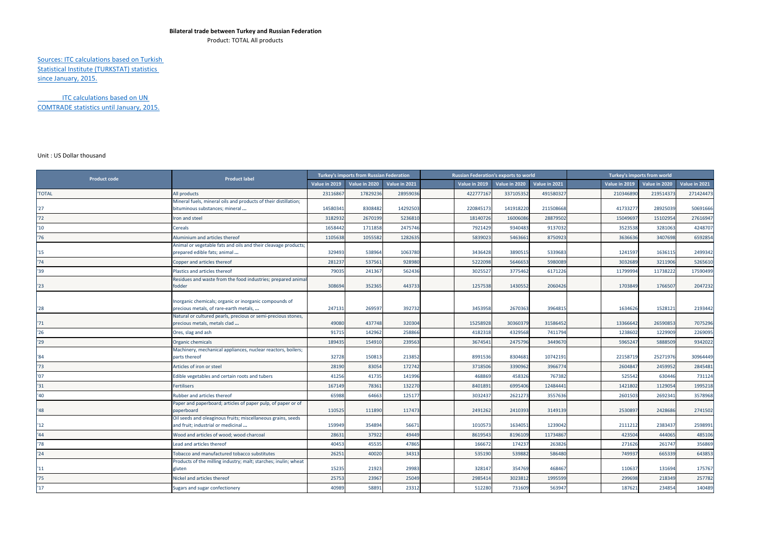**Bilateral trade between Turkey and Russian Federation**

Product: TOTAL All products

Sources: ITC calculations based on Turkish Statistical Institute (TURKSTAT) statistics since January, 2015.

ITC calculations based on UN COMTRADE statistics until January, 2015.

Unit : US Dollar thousand

| Product code | Product label | Turkey's imports from Russian Federation | | | Russian Federation's exports to world | | | Turkey's imports from world | | |
|---|---|---|---|---|---|---|---|---|---|---|
| | | Value in 2019 | Value in 2020 | Value in 2021 | Value in 2019 | Value in 2020 | Value in 2021 | Value in 2019 | Value in 2020 | Value in 2021 |
| 'TOTAL | All products | 23116867 | 17829236 | 28959036 | 422777167 | 337105352 | 491580327 | 210346890 | 219514373 | 271424473 |
| '27 | Mineral fuels, mineral oils and products of their distillation; bituminous substances; mineral ... | 14580341 | 8308482 | 14292503 | 220845173 | 141918220 | 211508668 | 41733277 | 28925039 | 50691666 |
| '72 | Iron and steel | 3182932 | 2670199 | 5236810 | 18140726 | 16006086 | 28879502 | 15049697 | 15102954 | 27616947 |
| '10 | Cereals | 1658442 | 1711858 | 2475746 | 7921429 | 9340483 | 9137032 | 3523538 | 3281063 | 4248707 |
| '76 | Aluminium and articles thereof | 1105638 | 1055582 | 1282635 | 5839023 | 5463661 | 8750923 | 3636636 | 3407698 | 6592854 |
| '15 | Animal or vegetable fats and oils and their cleavage products; prepared edible fats; animal ... | 329493 | 538964 | 1063780 | 3436428 | 3890515 | 5339683 | 1241597 | 1636115 | 2499342 |
| '74 | Copper and articles thereof | 281237 | 537561 | 928980 | 5222098 | 5646653 | 5980089 | 3032689 | 3211906 | 5265610 |
| '39 | Plastics and articles thereof | 79035 | 241367 | 562436 | 3025527 | 3775462 | 6171226 | 11799994 | 11738222 | 17590499 |
| '23 | Residues and waste from the food industries; prepared animal fodder | 308694 | 352365 | 443733 | 1257538 | 1430552 | 2060426 | 1703849 | 1766507 | 2047232 |
| '28 | Inorganic chemicals; organic or inorganic compounds of precious metals, of rare-earth metals, ... | 247131 | 269597 | 392732 | 3453958 | 2670363 | 3964815 | 1634626 | 1528121 | 2193442 |
| '71 | Natural or cultured pearls, precious or semi-precious stones, precious metals, metals clad ... | 49080 | 437748 | 320304 | 15258928 | 30360379 | 31586452 | 13366642 | 26590853 | 7075296 |
| '26 | Ores, slag and ash | 91715 | 142962 | 258866 | 4182318 | 4329568 | 7411794 | 1238602 | 1229909 | 2269095 |
| '29 | Organic chemicals | 189435 | 154910 | 239563 | 3674541 | 2475796 | 3449670 | 5965247 | 5888509 | 9342022 |
| '84 | Machinery, mechanical appliances, nuclear reactors, boilers; parts thereof | 32728 | 150813 | 213852 | 8991536 | 8304681 | 10742191 | 22158719 | 25271976 | 30964449 |
| '73 | Articles of iron or steel | 28190 | 83054 | 172742 | 3718506 | 3390962 | 3966774 | 2604847 | 2459952 | 2845481 |
| '07 | Edible vegetables and certain roots and tubers | 41256 | 41735 | 141996 | 468869 | 458326 | 767382 | 525542 | 630446 | 731124 |
| '31 | Fertilisers | 167149 | 78361 | 132270 | 8401891 | 6995406 | 12484441 | 1421802 | 1129054 | 1995218 |
| '40 | Rubber and articles thereof | 65988 | 64663 | 125177 | 3032437 | 2621273 | 3557636 | 2601503 | 2692341 | 3578968 |
| '48 | Paper and paperboard; articles of paper pulp, of paper or of paperboard | 110525 | 111890 | 117473 | 2491262 | 2410393 | 3149139 | 2530897 | 2428686 | 2741502 |
| '12 | Oil seeds and oleaginous fruits; miscellaneous grains, seeds and fruit; industrial or medicinal ... | 159949 | 354894 | 56671 | 1010573 | 1634051 | 1239042 | 2111212 | 2383437 | 2598991 |
| '44 | Wood and articles of wood; wood charcoal | 28631 | 37922 | 49449 | 8619543 | 8196109 | 11734867 | 423504 | 444065 | 485106 |
| '78 | Lead and articles thereof | 40453 | 45535 | 47865 | 166672 | 174237 | 263826 | 271626 | 261747 | 356869 |
| '24 | Tobacco and manufactured tobacco substitutes | 26251 | 40020 | 34313 | 535190 | 539882 | 586480 | 749937 | 665339 | 643853 |
| '11 | Products of the milling industry; malt; starches; inulin; wheat gluten | 15235 | 21923 | 29983 | 328147 | 354769 | 468467 | 110637 | 131694 | 175767 |
| '75 | Nickel and articles thereof | 25753 | 23967 | 25049 | 2985414 | 3023812 | 1995599 | 299698 | 218349 | 257782 |
| '17 | Sugars and sugar confectionery | 40989 | 58891 | 23312 | 512280 | 731609 | 563947 | 187621 | 234854 | 140489 |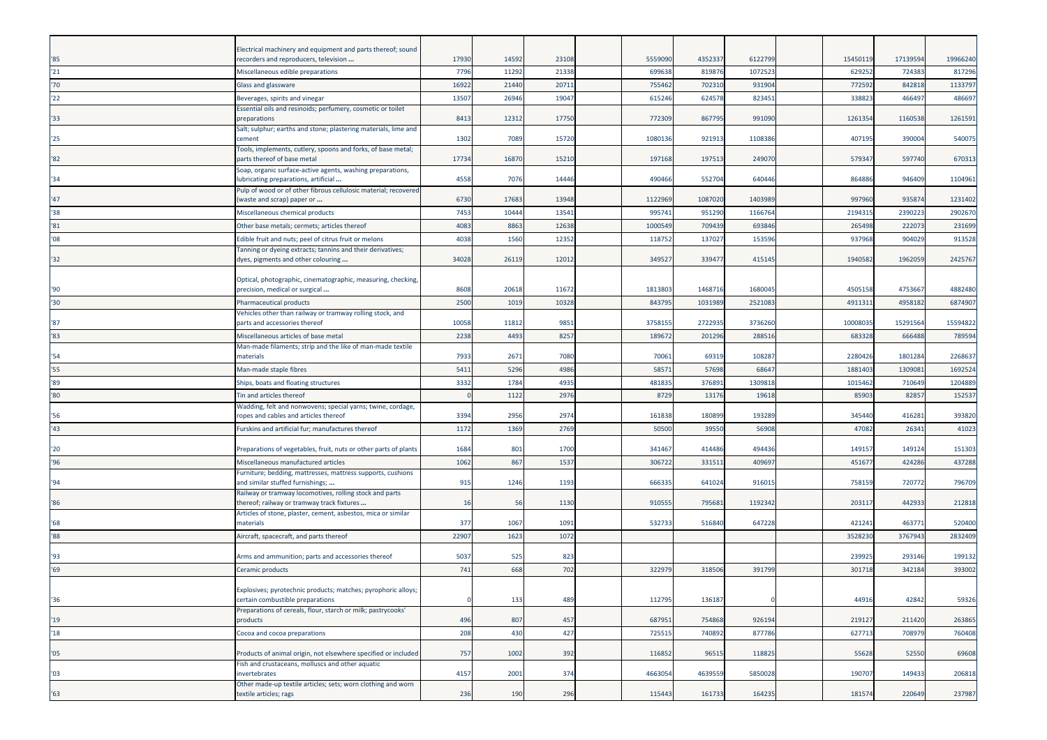| | | | | | | | | | | | | |
|---|---|---|---|---|---|---|---|---|---|---|---|---|
| '85 | Electrical machinery and equipment and parts thereof; sound recorders and reproducers, television ... | 17930 | 14592 | 23108 | | 5559090 | 4352337 | 6122799 | | 15450119 | 17139594 | 19966240 |
| '21 | Miscellaneous edible preparations | 7796 | 11292 | 21338 | | 699638 | 819876 | 1072523 | | 629252 | 724383 | 817296 |
| '70 | Glass and glassware | 16922 | 21440 | 20711 | | 755462 | 702310 | 931904 | | 772592 | 842818 | 1133797 |
| '22 | Beverages, spirits and vinegar | 13507 | 26946 | 19047 | | 615246 | 624578 | 823451 | | 338823 | 466497 | 486697 |
| '33 | Essential oils and resinoids; perfumery, cosmetic or toilet preparations | 8413 | 12312 | 17750 | | 772309 | 867795 | 991090 | | 1261354 | 1160538 | 1261591 |
| '25 | Salt; sulphur; earths and stone; plastering materials, lime and cement | 1302 | 7089 | 15720 | | 1080136 | 921913 | 1108386 | | 407195 | 390004 | 540075 |
| '82 | Tools, implements, cutlery, spoons and forks, of base metal; parts thereof of base metal | 17734 | 16870 | 15210 | | 197168 | 197513 | 249070 | | 579347 | 597740 | 670313 |
| '34 | Soap, organic surface-active agents, washing preparations, lubricating preparations, artificial ... | 4558 | 7076 | 14446 | | 490466 | 552704 | 640446 | | 864886 | 946409 | 1104961 |
| '47 | Pulp of wood or of other fibrous cellulosic material; recovered (waste and scrap) paper or ... | 6730 | 17683 | 13948 | | 1122969 | 1087020 | 1403989 | | 997960 | 935874 | 1231402 |
| '38 | Miscellaneous chemical products | 7453 | 10444 | 13541 | | 995741 | 951290 | 1166764 | | 2194315 | 2390223 | 2902670 |
| '81 | Other base metals; cermets; articles thereof | 4083 | 8863 | 12638 | | 1000549 | 709439 | 693846 | | 265498 | 222073 | 231699 |
| '08 | Edible fruit and nuts; peel of citrus fruit or melons | 4038 | 1560 | 12352 | | 118752 | 137027 | 153596 | | 937968 | 904029 | 913528 |
| '32 | Tanning or dyeing extracts; tannins and their derivatives; dyes, pigments and other colouring ... | 34028 | 26119 | 12012 | | 349527 | 339477 | 415145 | | 1940582 | 1962059 | 2425767 |
| '90 | Optical, photographic, cinematographic, measuring, checking, precision, medical or surgical ... | 8608 | 20618 | 11672 | | 1813803 | 1468716 | 1680045 | | 4505158 | 4753667 | 4882480 |
| '30 | Pharmaceutical products | 2500 | 1019 | 10328 | | 843795 | 1031989 | 2521083 | | 4911311 | 4958182 | 6874907 |
| '87 | Vehicles other than railway or tramway rolling stock, and parts and accessories thereof | 10058 | 11812 | 9851 | | 3758155 | 2722935 | 3736260 | | 10008035 | 15291564 | 15594822 |
| '83 | Miscellaneous articles of base metal | 2238 | 4493 | 8257 | | 189672 | 201296 | 288516 | | 683328 | 666488 | 789594 |
| '54 | Man-made filaments; strip and the like of man-made textile materials | 7933 | 2671 | 7080 | | 70061 | 69319 | 108287 | | 2280426 | 1801284 | 2268637 |
| '55 | Man-made staple fibres | 5411 | 5296 | 4986 | | 58571 | 57698 | 68647 | | 1881403 | 1309081 | 1692524 |
| '89 | Ships, boats and floating structures | 3332 | 1784 | 4935 | | 481835 | 376891 | 1309818 | | 1015462 | 710649 | 1204889 |
| '80 | Tin and articles thereof | 0 | 1122 | 2976 | | 8729 | 13176 | 19618 | | 85903 | 82857 | 152537 |
| '56 | Wadding, felt and nonwovens; special yarns; twine, cordage, ropes and cables and articles thereof | 3394 | 2956 | 2974 | | 161838 | 180899 | 193289 | | 345440 | 416281 | 393820 |
| '43 | Furskins and artificial fur; manufactures thereof | 1172 | 1369 | 2769 | | 50500 | 39550 | 56908 | | 47082 | 26341 | 41023 |
| '20 | Preparations of vegetables, fruit, nuts or other parts of plants | 1684 | 801 | 1700 | | 341467 | 414486 | 494436 | | 149157 | 149124 | 151303 |
| '96 | Miscellaneous manufactured articles | 1062 | 867 | 1537 | | 306722 | 331511 | 409697 | | 451677 | 424286 | 437288 |
| '94 | Furniture; bedding, mattresses, mattress supports, cushions and similar stuffed furnishings; ... | 915 | 1246 | 1193 | | 666335 | 641024 | 916015 | | 758159 | 720772 | 796709 |
| '86 | Railway or tramway locomotives, rolling stock and parts thereof; railway or tramway track fixtures ... | 16 | 56 | 1130 | | 910555 | 795681 | 1192342 | | 203117 | 442933 | 212818 |
| '68 | Articles of stone, plaster, cement, asbestos, mica or similar materials | 377 | 1067 | 1091 | | 532733 | 516840 | 647228 | | 421241 | 463771 | 520400 |
| '88 | Aircraft, spacecraft, and parts thereof | 22907 | 1623 | 1072 | | | | | | 3528230 | 3767943 | 2832409 |
| '93 | Arms and ammunition; parts and accessories thereof | 5037 | 525 | 823 | | | | | | 239925 | 293146 | 199132 |
| '69 | Ceramic products | 741 | 668 | 702 | | 322979 | 318506 | 391799 | | 301718 | 342184 | 393002 |
| '36 | Explosives; pyrotechnic products; matches; pyrophoric alloys; certain combustible preparations | 0 | 133 | 489 | | 112795 | 136187 | 0 | | 44916 | 42842 | 59326 |
| '19 | Preparations of cereals, flour, starch or milk; pastrycooks' products | 496 | 807 | 457 | | 687951 | 754868 | 926194 | | 219127 | 211420 | 263865 |
| '18 | Cocoa and cocoa preparations | 208 | 430 | 427 | | 725515 | 740892 | 877786 | | 627713 | 708979 | 760408 |
| '05 | Products of animal origin, not elsewhere specified or included | 757 | 1002 | 392 | | 116852 | 96515 | 118825 | | 55628 | 52550 | 69608 |
| '03 | Fish and crustaceans, molluscs and other aquatic invertebrates | 4157 | 2001 | 374 | | 4663054 | 4639559 | 5850028 | | 190707 | 149433 | 206818 |
| '63 | Other made-up textile articles; sets; worn clothing and worn textile articles; rags | 236 | 190 | 296 | | 115443 | 161733 | 164235 | | 181574 | 220649 | 237987 |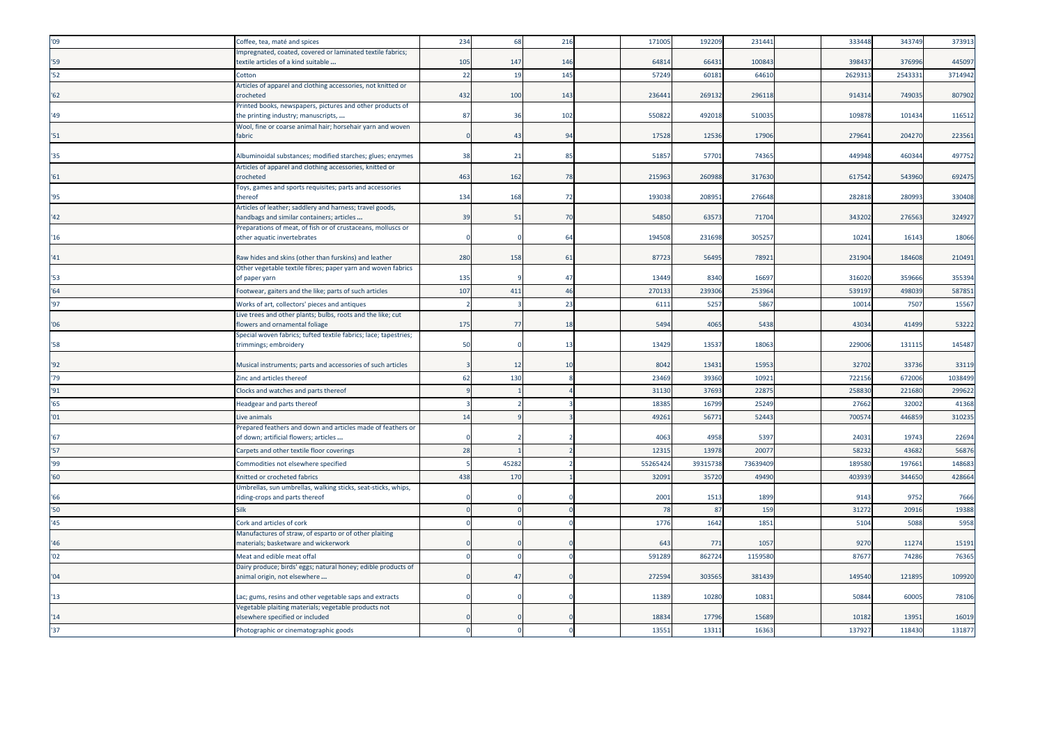| | | | | | | | | | | |
|---|---|---|---|---|---|---|---|---|---|---|
| '09 | Coffee, tea, maté and spices | 234 | 68 | 216 | | 171005 | 192209 | 231441 | | 333448 | 343749 | 373913 |
| '59 | Impregnated, coated, covered or laminated textile fabrics; textile articles of a kind suitable ... | 105 | 147 | 146 | | 64814 | 66431 | 100843 | | 398437 | 376996 | 445097 |
| '52 | Cotton | 22 | 19 | 145 | | 57249 | 60181 | 64610 | | 2629313 | 2543331 | 3714942 |
| '62 | Articles of apparel and clothing accessories, not knitted or crocheted | 432 | 100 | 143 | | 236441 | 269132 | 296118 | | 914314 | 749035 | 807902 |
| '49 | Printed books, newspapers, pictures and other products of the printing industry; manuscripts, ... | 87 | 36 | 102 | | 550822 | 492018 | 510035 | | 109878 | 101434 | 116512 |
| '51 | Wool, fine or coarse animal hair; horsehair yarn and woven fabric | 0 | 43 | 94 | | 17528 | 12536 | 17906 | | 279641 | 204270 | 223561 |
| '35 | Albuminoidal substances; modified starches; glues; enzymes | 38 | 21 | 85 | | 51857 | 57701 | 74365 | | 449948 | 460344 | 497752 |
| '61 | Articles of apparel and clothing accessories, knitted or crocheted | 463 | 162 | 78 | | 215963 | 260988 | 317630 | | 617542 | 543960 | 692475 |
| '95 | Toys, games and sports requisites; parts and accessories thereof | 134 | 168 | 72 | | 193038 | 208951 | 276648 | | 282818 | 280993 | 330408 |
| '42 | Articles of leather; saddlery and harness; travel goods, handbags and similar containers; articles ... | 39 | 51 | 70 | | 54850 | 63573 | 71704 | | 343202 | 276563 | 324927 |
| '16 | Preparations of meat, of fish or of crustaceans, molluscs or other aquatic invertebrates | 0 | 0 | 64 | | 194508 | 231698 | 305257 | | 10241 | 16143 | 18066 |
| '41 | Raw hides and skins (other than furskins) and leather | 280 | 158 | 61 | | 87723 | 56495 | 78921 | | 231904 | 184608 | 210491 |
| '53 | Other vegetable textile fibres; paper yarn and woven fabrics of paper yarn | 135 | 9 | 47 | | 13449 | 8340 | 16697 | | 316020 | 359666 | 355394 |
| '64 | Footwear, gaiters and the like; parts of such articles | 107 | 411 | 46 | | 270133 | 239306 | 253964 | | 539197 | 498039 | 587851 |
| '97 | Works of art, collectors' pieces and antiques | 2 | 3 | 23 | | 6111 | 5257 | 5867 | | 10014 | 7507 | 15567 |
| '06 | Live trees and other plants; bulbs, roots and the like; cut flowers and ornamental foliage | 175 | 77 | 18 | | 5494 | 4065 | 5438 | | 43034 | 41499 | 53222 |
| '58 | Special woven fabrics; tufted textile fabrics; lace; tapestries; trimmings; embroidery | 50 | 0 | 13 | | 13429 | 13537 | 18063 | | 229006 | 131115 | 145487 |
| '92 | Musical instruments; parts and accessories of such articles | 3 | 12 | 10 | | 8042 | 13431 | 15953 | | 32702 | 33736 | 33119 |
| '79 | Zinc and articles thereof | 62 | 130 | 8 | | 23469 | 39360 | 10921 | | 722156 | 672006 | 1038499 |
| '91 | Clocks and watches and parts thereof | 9 | 1 | 4 | | 31130 | 37693 | 22875 | | 258830 | 221680 | 299622 |
| '65 | Headgear and parts thereof | 3 | 2 | 3 | | 18385 | 16799 | 25249 | | 27662 | 32002 | 41368 |
| '01 | Live animals | 14 | 9 | 3 | | 49261 | 56771 | 52443 | | 700574 | 446859 | 310235 |
| '67 | Prepared feathers and down and articles made of feathers or of down; artificial flowers; articles ... | 0 | 2 | 2 | | 4063 | 4958 | 5397 | | 24031 | 19743 | 22694 |
| '57 | Carpets and other textile floor coverings | 28 | 1 | 2 | | 12315 | 13978 | 20077 | | 58232 | 43682 | 56876 |
| '99 | Commodities not elsewhere specified | 5 | 45282 | 2 | | 55265424 | 39315738 | 73639409 | | 189580 | 197661 | 148683 |
| '60 | Knitted or crocheted fabrics | 438 | 170 | 1 | | 32091 | 35720 | 49490 | | 403939 | 344650 | 428664 |
| '66 | Umbrellas, sun umbrellas, walking sticks, seat-sticks, whips, riding-crops and parts thereof | 0 | 0 | 0 | | 2001 | 1513 | 1899 | | 9143 | 9752 | 7666 |
| '50 | Silk | 0 | 0 | 0 | | 78 | 87 | 159 | | 31272 | 20916 | 19388 |
| '45 | Cork and articles of cork | 0 | 0 | 0 | | 1776 | 1642 | 1851 | | 5104 | 5088 | 5958 |
| '46 | Manufactures of straw, of esparto or of other plaiting materials; basketware and wickerwork | 0 | 0 | 0 | | 643 | 771 | 1057 | | 9270 | 11274 | 15191 |
| '02 | Meat and edible meat offal | 0 | 0 | 0 | | 591289 | 862724 | 1159580 | | 87677 | 74286 | 76365 |
| '04 | Dairy produce; birds' eggs; natural honey; edible products of animal origin, not elsewhere ... | 0 | 47 | 0 | | 272594 | 303565 | 381439 | | 149540 | 121895 | 109920 |
| '13 | Lac; gums, resins and other vegetable saps and extracts | 0 | 0 | 0 | | 11389 | 10280 | 10831 | | 50844 | 60005 | 78106 |
| '14 | Vegetable plaiting materials; vegetable products not elsewhere specified or included | 0 | 0 | 0 | | 18834 | 17796 | 15689 | | 10182 | 13951 | 16019 |
| '37 | Photographic or cinematographic goods | 0 | 0 | 0 | | 13551 | 13311 | 16363 | | 137927 | 118430 | 131877 |